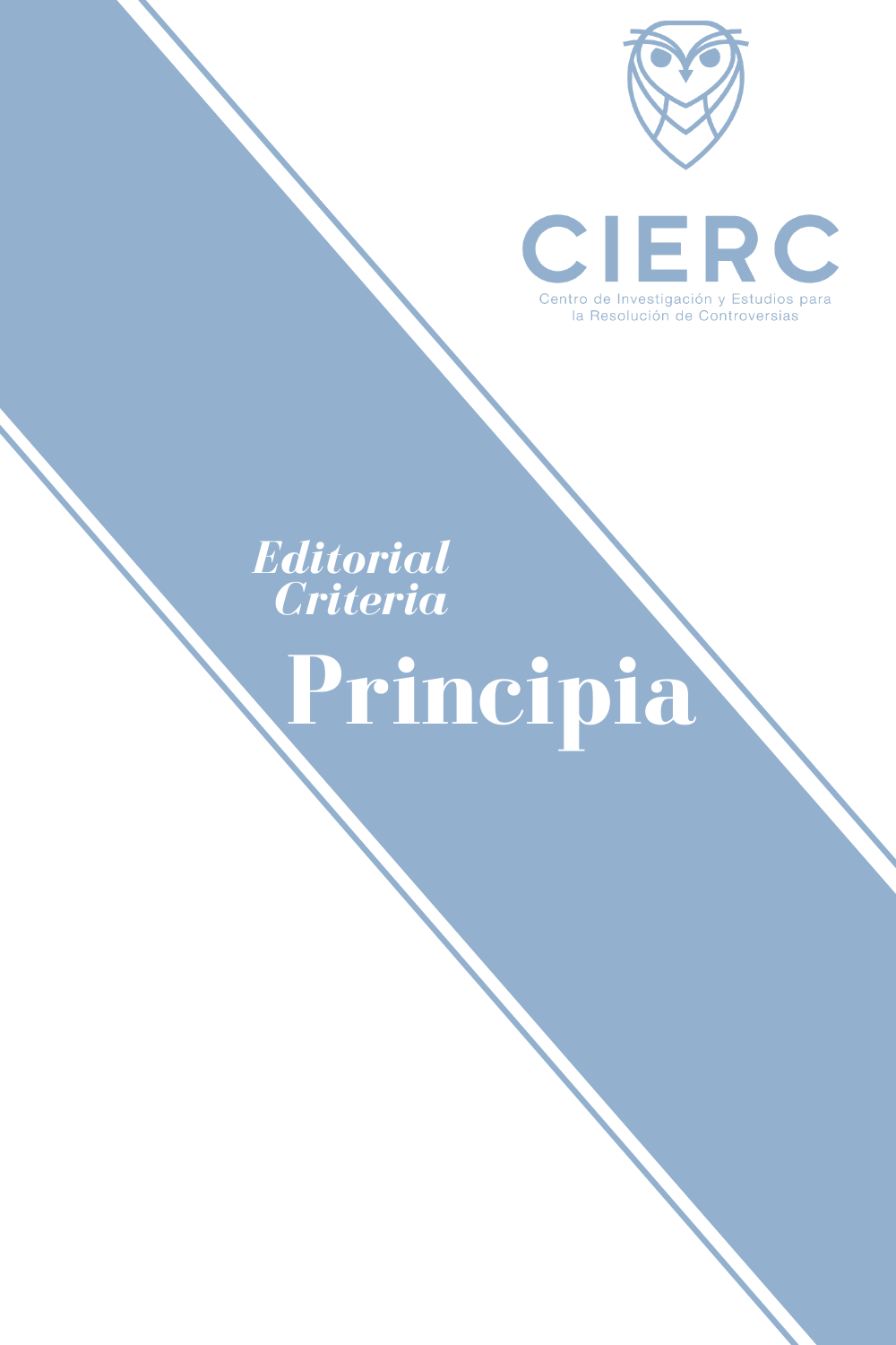CIERC

Centro de Investigación y Estudios para la Resolución de Controversias

*Editorial Criteria*

# Principia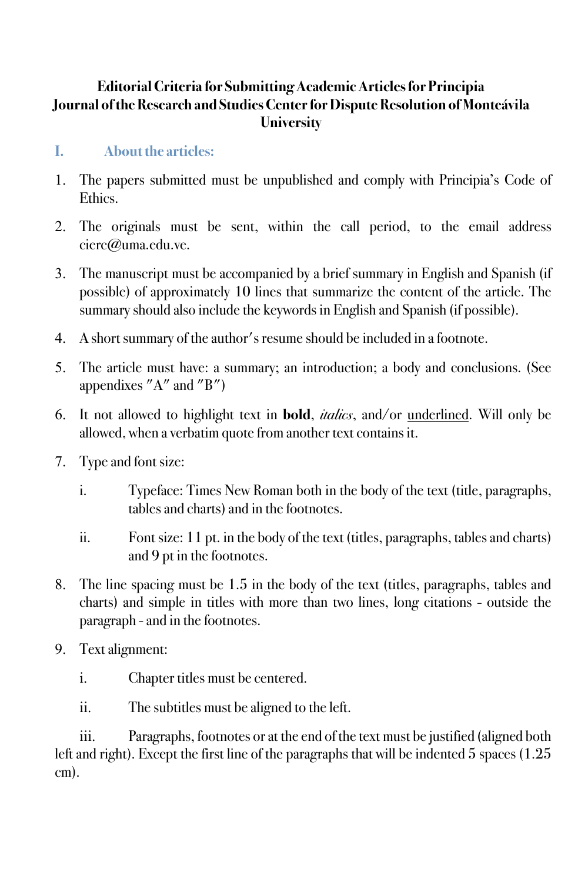**Editorial Criteria for Submitting Academic Articles for Principia**
**Journal of the Research and Studies Center for Dispute Resolution of Monteávila University**

## I. About the articles:

1. The papers submitted must be unpublished and comply with Principia's Code of Ethics.

2. The originals must be sent, within the call period, to the email address cierc@uma.edu.ve.

3. The manuscript must be accompanied by a brief summary in English and Spanish (if possible) of approximately 10 lines that summarize the content of the article. The summary should also include the keywords in English and Spanish (if possible).

4. A short summary of the author's resume should be included in a footnote.

5. The article must have: a summary; an introduction; a body and conclusions. (See appendixes "A" and "B")

6. It not allowed to highlight text in **bold**, *italics*, and/or <u>underlined</u>. Will only be allowed, when a verbatim quote from another text contains it.

7. Type and font size:

   i. Typeface: Times New Roman both in the body of the text (title, paragraphs, tables and charts) and in the footnotes.

   ii. Font size: 11 pt. in the body of the text (titles, paragraphs, tables and charts) and 9 pt in the footnotes.

8. The line spacing must be 1.5 in the body of the text (titles, paragraphs, tables and charts) and simple in titles with more than two lines, long citations - outside the paragraph - and in the footnotes.

9. Text alignment:

   i. Chapter titles must be centered.

   ii. The subtitles must be aligned to the left.

   iii. Paragraphs, footnotes or at the end of the text must be justified (aligned both left and right). Except the first line of the paragraphs that will be indented 5 spaces (1.25 cm).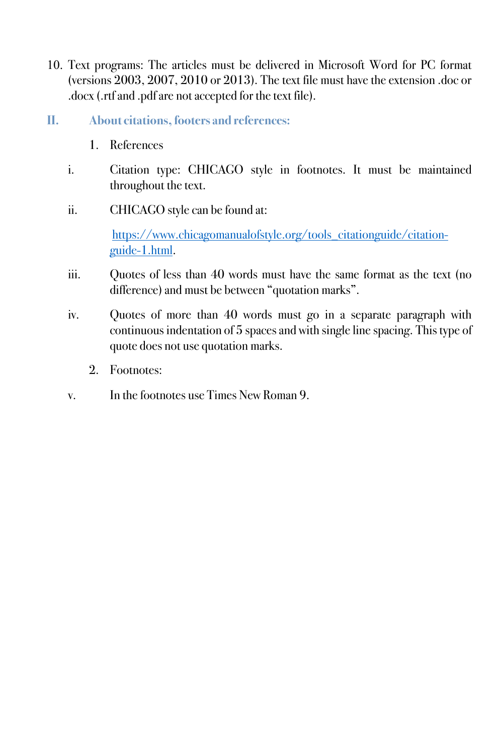10. Text programs: The articles must be delivered in Microsoft Word for PC format (versions 2003, 2007, 2010 or 2013). The text file must have the extension .doc or .docx (.rtf and .pdf are not accepted for the text file).

## II. About citations, footers and references:

1. References

i. Citation type: CHICAGO style in footnotes. It must be maintained throughout the text.

ii. CHICAGO style can be found at:

[https://www.chicagomanualofstyle.org/tools_citationguide/citation-guide-1.html](https://www.chicagomanualofstyle.org/tools_citationguide/citation-guide-1.html).

iii. Quotes of less than 40 words must have the same format as the text (no difference) and must be between “quotation marks”.

iv. Quotes of more than 40 words must go in a separate paragraph with continuous indentation of 5 spaces and with single line spacing. This type of quote does not use quotation marks.

2. Footnotes:

v. In the footnotes use Times New Roman 9.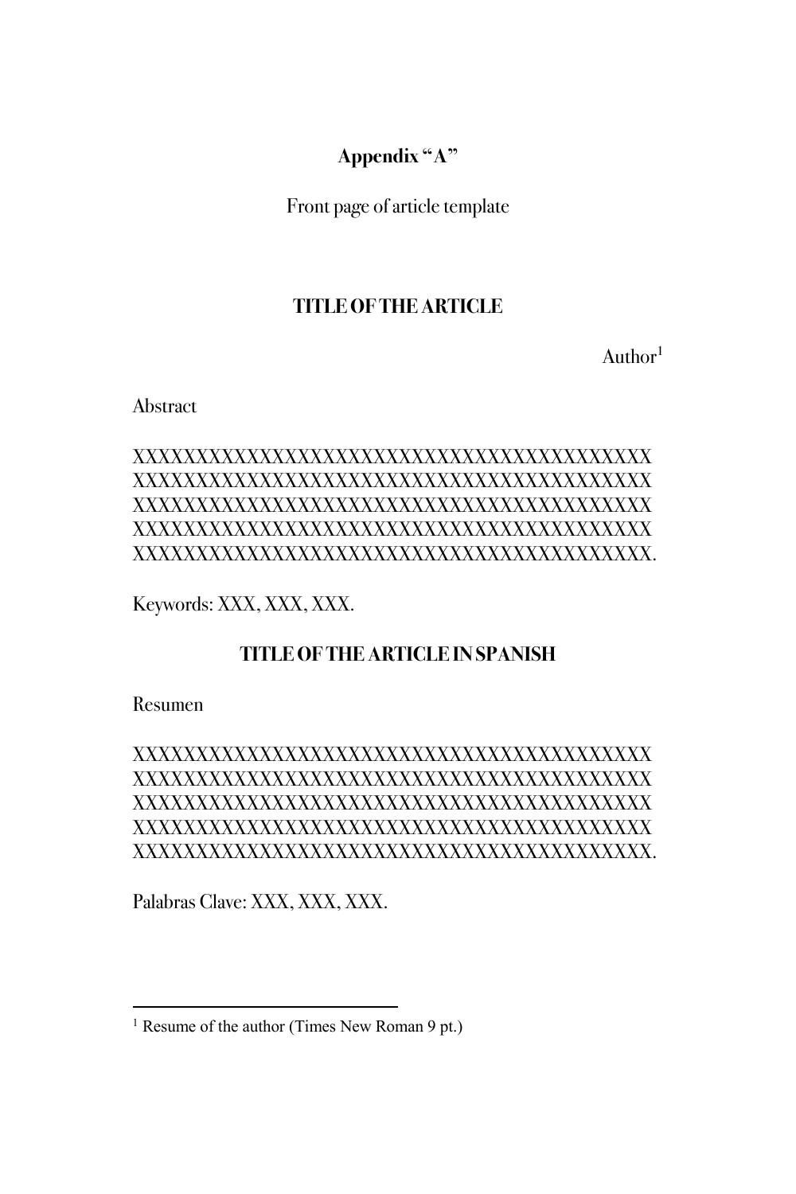**Appendix "A"**

Front page of article template

**TITLE OF THE ARTICLE**

Author[1]

Abstract

XXXXXXXXXXXXXXXXXXXXXXXXXXXXXXXXXXXXXXXXXX
XXXXXXXXXXXXXXXXXXXXXXXXXXXXXXXXXXXXXXXXXX
XXXXXXXXXXXXXXXXXXXXXXXXXXXXXXXXXXXXXXXXXX
XXXXXXXXXXXXXXXXXXXXXXXXXXXXXXXXXXXXXXXXXX
XXXXXXXXXXXXXXXXXXXXXXXXXXXXXXXXXXXXXXXXXX.

Keywords: XXX, XXX, XXX.

**TITLE OF THE ARTICLE IN SPANISH**

Resumen

XXXXXXXXXXXXXXXXXXXXXXXXXXXXXXXXXXXXXXXXXX
XXXXXXXXXXXXXXXXXXXXXXXXXXXXXXXXXXXXXXXXXX
XXXXXXXXXXXXXXXXXXXXXXXXXXXXXXXXXXXXXXXXXX
XXXXXXXXXXXXXXXXXXXXXXXXXXXXXXXXXXXXXXXXXX
XXXXXXXXXXXXXXXXXXXXXXXXXXXXXXXXXXXXXXXXXX.

Palabras Clave: XXX, XXX, XXX.

---

[1] Resume of the author (Times New Roman 9 pt.)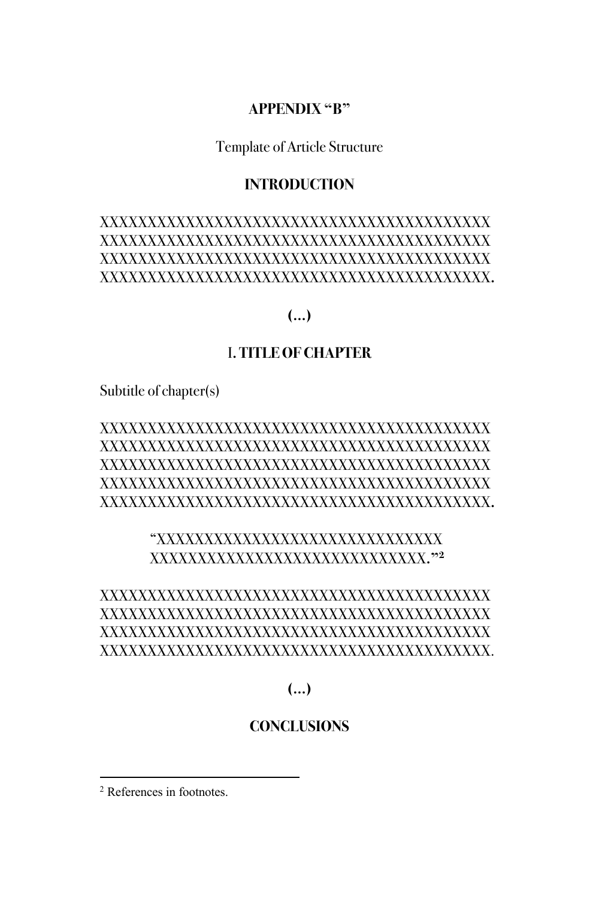**APPENDIX "B"**

Template of Article Structure

## INTRODUCTION

XXXXXXXXXXXXXXXXXXXXXXXXXXXXXXXXXXXXXXXXXX XXXXXXXXXXXXXXXXXXXXXXXXXXXXXXXXXXXXXXXXXX XXXXXXXXXXXXXXXXXXXXXXXXXXXXXXXXXXXXXXXXXX XXXXXXXXXXXXXXXXXXXXXXXXXXXXXXXXXXXXXXXXXX.

**(…)**

## I. TITLE OF CHAPTER

Subtitle of chapter(s)

XXXXXXXXXXXXXXXXXXXXXXXXXXXXXXXXXXXXXXXXXX XXXXXXXXXXXXXXXXXXXXXXXXXXXXXXXXXXXXXXXXXX XXXXXXXXXXXXXXXXXXXXXXXXXXXXXXXXXXXXXXXXXX XXXXXXXXXXXXXXXXXXXXXXXXXXXXXXXXXXXXXXXXXX XXXXXXXXXXXXXXXXXXXXXXXXXXXXXXXXXXXXXXXXXX.

> "XXXXXXXXXXXXXXXXXXXXXXXXXXXXXXX XXXXXXXXXXXXXXXXXXXXXXXXXXXXXX."[2]

XXXXXXXXXXXXXXXXXXXXXXXXXXXXXXXXXXXXXXXXXX XXXXXXXXXXXXXXXXXXXXXXXXXXXXXXXXXXXXXXXXXX XXXXXXXXXXXXXXXXXXXXXXXXXXXXXXXXXXXXXXXXXX XXXXXXXXXXXXXXXXXXXXXXXXXXXXXXXXXXXXXXXXXX.

**(…)**

## CONCLUSIONS

---

[2] References in footnotes.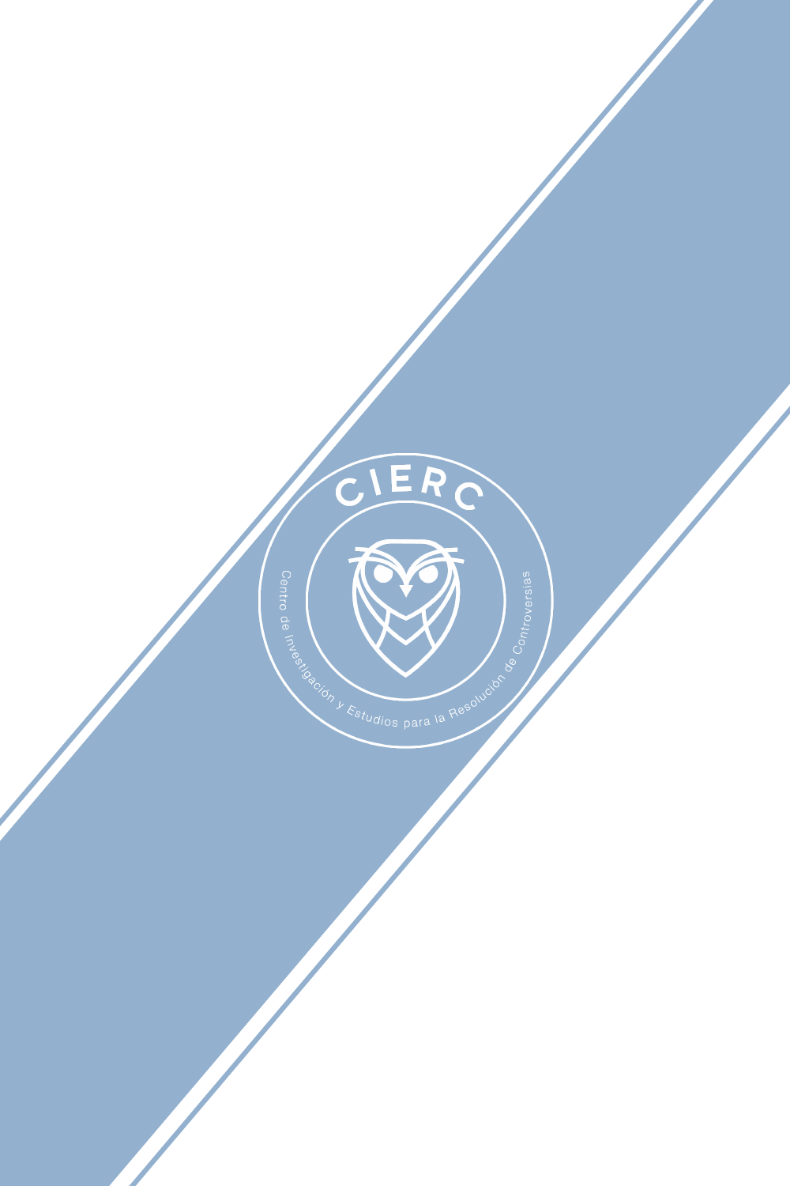CIERC

Centro de Investigación y Estudios para la Resolución de Controversias